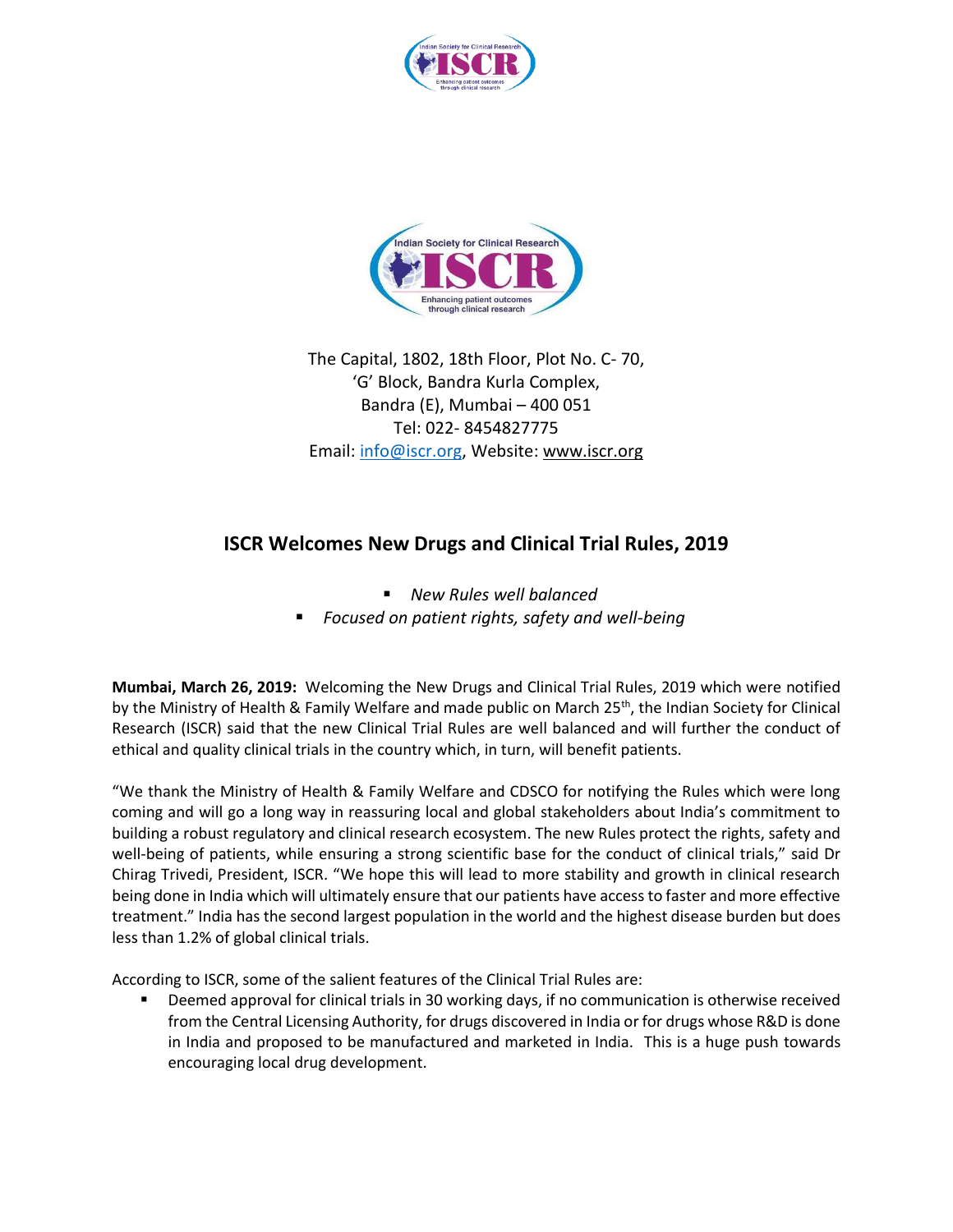The Capital, 1802, 18th Floor, Plot No. C- 70,
'G' Block, Bandra Kurla Complex,
Bandra (E), Mumbai – 400 051
Tel: 022- 8454827775
Email: info@iscr.org, Website: www.iscr.org

# ISCR Welcomes New Drugs and Clinical Trial Rules, 2019

- *New Rules well balanced*
- *Focused on patient rights, safety and well-being*

**Mumbai, March 26, 2019:** Welcoming the New Drugs and Clinical Trial Rules, 2019 which were notified by the Ministry of Health & Family Welfare and made public on March 25th, the Indian Society for Clinical Research (ISCR) said that the new Clinical Trial Rules are well balanced and will further the conduct of ethical and quality clinical trials in the country which, in turn, will benefit patients.

"We thank the Ministry of Health & Family Welfare and CDSCO for notifying the Rules which were long coming and will go a long way in reassuring local and global stakeholders about India's commitment to building a robust regulatory and clinical research ecosystem. The new Rules protect the rights, safety and well-being of patients, while ensuring a strong scientific base for the conduct of clinical trials," said Dr Chirag Trivedi, President, ISCR. "We hope this will lead to more stability and growth in clinical research being done in India which will ultimately ensure that our patients have access to faster and more effective treatment." India has the second largest population in the world and the highest disease burden but does less than 1.2% of global clinical trials.

According to ISCR, some of the salient features of the Clinical Trial Rules are:

- Deemed approval for clinical trials in 30 working days, if no communication is otherwise received from the Central Licensing Authority, for drugs discovered in India or for drugs whose R&D is done in India and proposed to be manufactured and marketed in India. This is a huge push towards encouraging local drug development.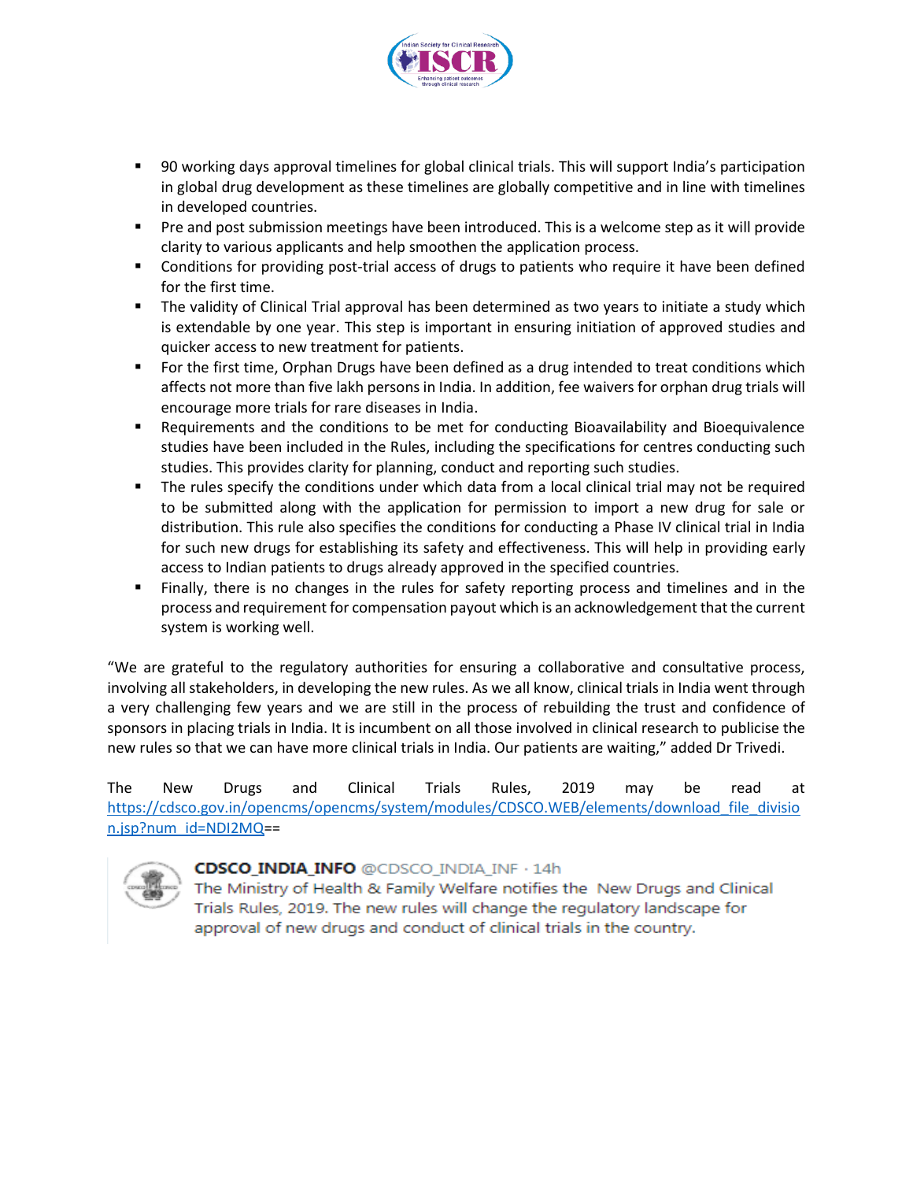- 90 working days approval timelines for global clinical trials. This will support India's participation in global drug development as these timelines are globally competitive and in line with timelines in developed countries.
- Pre and post submission meetings have been introduced. This is a welcome step as it will provide clarity to various applicants and help smoothen the application process.
- Conditions for providing post-trial access of drugs to patients who require it have been defined for the first time.
- The validity of Clinical Trial approval has been determined as two years to initiate a study which is extendable by one year. This step is important in ensuring initiation of approved studies and quicker access to new treatment for patients.
- For the first time, Orphan Drugs have been defined as a drug intended to treat conditions which affects not more than five lakh persons in India. In addition, fee waivers for orphan drug trials will encourage more trials for rare diseases in India.
- Requirements and the conditions to be met for conducting Bioavailability and Bioequivalence studies have been included in the Rules, including the specifications for centres conducting such studies. This provides clarity for planning, conduct and reporting such studies.
- The rules specify the conditions under which data from a local clinical trial may not be required to be submitted along with the application for permission to import a new drug for sale or distribution. This rule also specifies the conditions for conducting a Phase IV clinical trial in India for such new drugs for establishing its safety and effectiveness. This will help in providing early access to Indian patients to drugs already approved in the specified countries.
- Finally, there is no changes in the rules for safety reporting process and timelines and in the process and requirement for compensation payout which is an acknowledgement that the current system is working well.

"We are grateful to the regulatory authorities for ensuring a collaborative and consultative process, involving all stakeholders, in developing the new rules. As we all know, clinical trials in India went through a very challenging few years and we are still in the process of rebuilding the trust and confidence of sponsors in placing trials in India. It is incumbent on all those involved in clinical research to publicise the new rules so that we can have more clinical trials in India. Our patients are waiting," added Dr Trivedi.

The New Drugs and Clinical Trials Rules, 2019 may be read at https://cdsco.gov.in/opencms/opencms/system/modules/CDSCO.WEB/elements/download_file_division.jsp?num_id=NDI2MQ==

**CDSCO_INDIA_INFO** @CDSCO_INDIA_INF · 14h
The Ministry of Health & Family Welfare notifies the New Drugs and Clinical Trials Rules, 2019. The new rules will change the regulatory landscape for approval of new drugs and conduct of clinical trials in the country.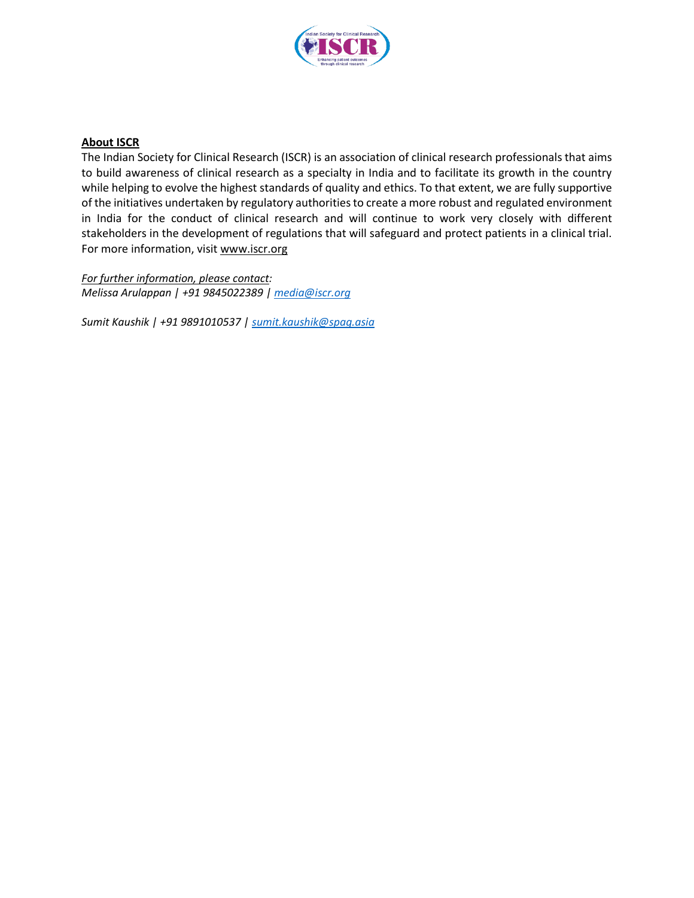**About ISCR**

The Indian Society for Clinical Research (ISCR) is an association of clinical research professionals that aims to build awareness of clinical research as a specialty in India and to facilitate its growth in the country while helping to evolve the highest standards of quality and ethics. To that extent, we are fully supportive of the initiatives undertaken by regulatory authorities to create a more robust and regulated environment in India for the conduct of clinical research and will continue to work very closely with different stakeholders in the development of regulations that will safeguard and protect patients in a clinical trial. For more information, visit www.iscr.org

*For further information, please contact:*
*Melissa Arulappan | +91 9845022389 | media@iscr.org*

*Sumit Kaushik | +91 9891010537 | sumit.kaushik@spag.asia*